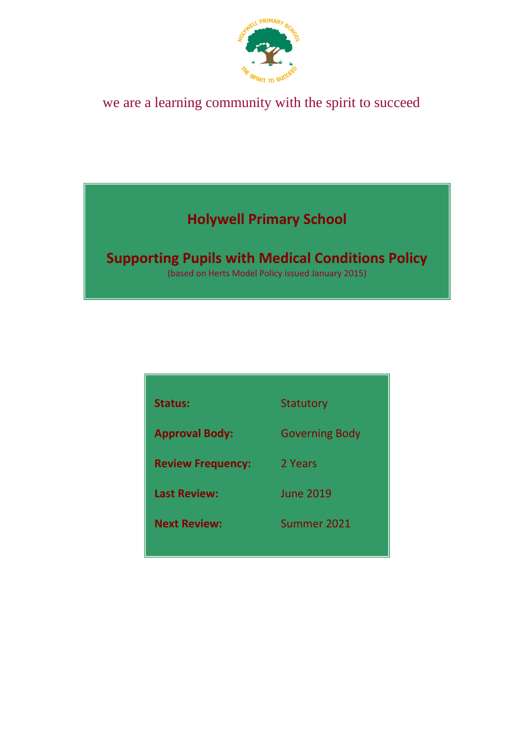we are a learning community with the spirit to succeed

# Holywell Primary School

## Supporting Pupils with Medical Conditions Policy

(based on Herts Model Policy issued January 2015)

| | |
|---|---|
| **Status:** | Statutory |
| **Approval Body:** | Governing Body |
| **Review Frequency:** | 2 Years |
| **Last Review:** | June 2019 |
| **Next Review:** | Summer 2021 |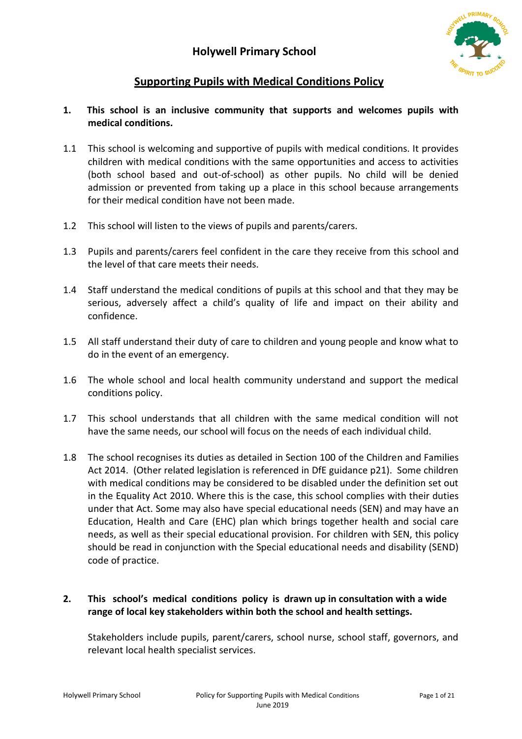# Holywell Primary School

## Supporting Pupils with Medical Conditions Policy

**1. This school is an inclusive community that supports and welcomes pupils with medical conditions.**

1.1 This school is welcoming and supportive of pupils with medical conditions. It provides children with medical conditions with the same opportunities and access to activities (both school based and out-of-school) as other pupils. No child will be denied admission or prevented from taking up a place in this school because arrangements for their medical condition have not been made.

1.2 This school will listen to the views of pupils and parents/carers.

1.3 Pupils and parents/carers feel confident in the care they receive from this school and the level of that care meets their needs.

1.4 Staff understand the medical conditions of pupils at this school and that they may be serious, adversely affect a child's quality of life and impact on their ability and confidence.

1.5 All staff understand their duty of care to children and young people and know what to do in the event of an emergency.

1.6 The whole school and local health community understand and support the medical conditions policy.

1.7 This school understands that all children with the same medical condition will not have the same needs, our school will focus on the needs of each individual child.

1.8 The school recognises its duties as detailed in Section 100 of the Children and Families Act 2014. (Other related legislation is referenced in DfE guidance p21). Some children with medical conditions may be considered to be disabled under the definition set out in the Equality Act 2010. Where this is the case, this school complies with their duties under that Act. Some may also have special educational needs (SEN) and may have an Education, Health and Care (EHC) plan which brings together health and social care needs, as well as their special educational provision. For children with SEN, this policy should be read in conjunction with the Special educational needs and disability (SEND) code of practice.

**2. This school's medical conditions policy is drawn up in consultation with a wide range of local key stakeholders within both the school and health settings.**

Stakeholders include pupils, parent/carers, school nurse, school staff, governors, and relevant local health specialist services.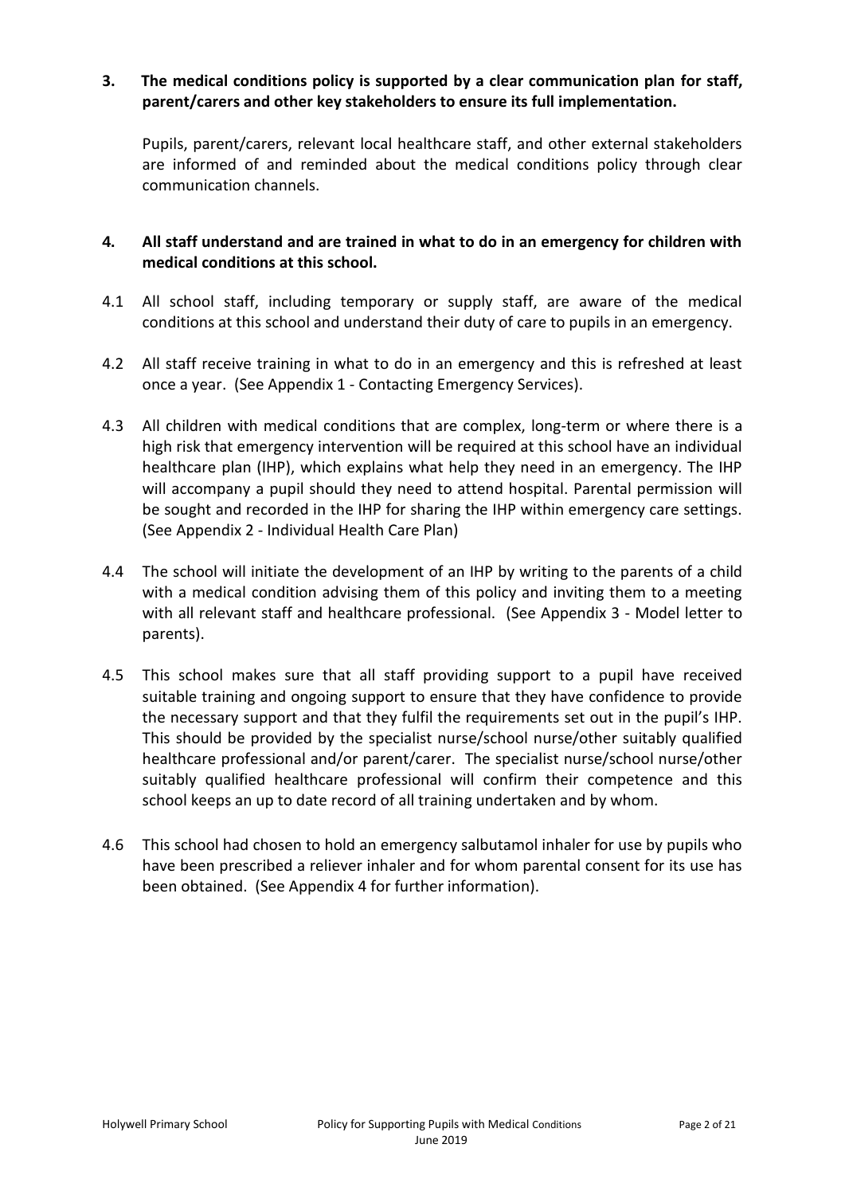**3. The medical conditions policy is supported by a clear communication plan for staff, parent/carers and other key stakeholders to ensure its full implementation.**

Pupils, parent/carers, relevant local healthcare staff, and other external stakeholders are informed of and reminded about the medical conditions policy through clear communication channels.

**4. All staff understand and are trained in what to do in an emergency for children with medical conditions at this school.**

4.1 All school staff, including temporary or supply staff, are aware of the medical conditions at this school and understand their duty of care to pupils in an emergency.

4.2 All staff receive training in what to do in an emergency and this is refreshed at least once a year. (See Appendix 1 - Contacting Emergency Services).

4.3 All children with medical conditions that are complex, long-term or where there is a high risk that emergency intervention will be required at this school have an individual healthcare plan (IHP), which explains what help they need in an emergency. The IHP will accompany a pupil should they need to attend hospital. Parental permission will be sought and recorded in the IHP for sharing the IHP within emergency care settings. (See Appendix 2 - Individual Health Care Plan)

4.4 The school will initiate the development of an IHP by writing to the parents of a child with a medical condition advising them of this policy and inviting them to a meeting with all relevant staff and healthcare professional. (See Appendix 3 - Model letter to parents).

4.5 This school makes sure that all staff providing support to a pupil have received suitable training and ongoing support to ensure that they have confidence to provide the necessary support and that they fulfil the requirements set out in the pupil's IHP. This should be provided by the specialist nurse/school nurse/other suitably qualified healthcare professional and/or parent/carer. The specialist nurse/school nurse/other suitably qualified healthcare professional will confirm their competence and this school keeps an up to date record of all training undertaken and by whom.

4.6 This school had chosen to hold an emergency salbutamol inhaler for use by pupils who have been prescribed a reliever inhaler and for whom parental consent for its use has been obtained. (See Appendix 4 for further information).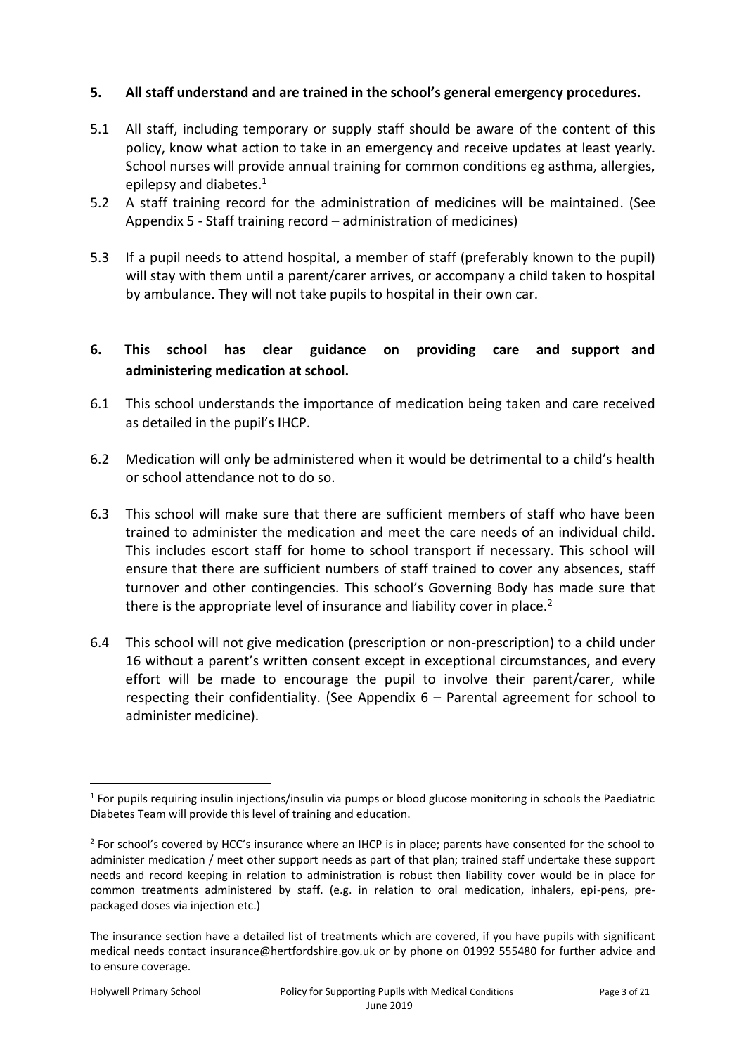## 5. All staff understand and are trained in the school's general emergency procedures.

5.1 All staff, including temporary or supply staff should be aware of the content of this policy, know what action to take in an emergency and receive updates at least yearly. School nurses will provide annual training for common conditions eg asthma, allergies, epilepsy and diabetes.[1]

5.2 A staff training record for the administration of medicines will be maintained. (See Appendix 5 - Staff training record – administration of medicines)

5.3 If a pupil needs to attend hospital, a member of staff (preferably known to the pupil) will stay with them until a parent/carer arrives, or accompany a child taken to hospital by ambulance. They will not take pupils to hospital in their own car.

## 6. This school has clear guidance on providing care and support and administering medication at school.

6.1 This school understands the importance of medication being taken and care received as detailed in the pupil's IHCP.

6.2 Medication will only be administered when it would be detrimental to a child's health or school attendance not to do so.

6.3 This school will make sure that there are sufficient members of staff who have been trained to administer the medication and meet the care needs of an individual child. This includes escort staff for home to school transport if necessary. This school will ensure that there are sufficient numbers of staff trained to cover any absences, staff turnover and other contingencies. This school's Governing Body has made sure that there is the appropriate level of insurance and liability cover in place.[2]

6.4 This school will not give medication (prescription or non-prescription) to a child under 16 without a parent's written consent except in exceptional circumstances, and every effort will be made to encourage the pupil to involve their parent/carer, while respecting their confidentiality. (See Appendix 6 – Parental agreement for school to administer medicine).

---

[1] For pupils requiring insulin injections/insulin via pumps or blood glucose monitoring in schools the Paediatric Diabetes Team will provide this level of training and education.

[2] For school's covered by HCC's insurance where an IHCP is in place; parents have consented for the school to administer medication / meet other support needs as part of that plan; trained staff undertake these support needs and record keeping in relation to administration is robust then liability cover would be in place for common treatments administered by staff. (e.g. in relation to oral medication, inhalers, epi-pens, pre-packaged doses via injection etc.)

The insurance section have a detailed list of treatments which are covered, if you have pupils with significant medical needs contact insurance@hertfordshire.gov.uk or by phone on 01992 555480 for further advice and to ensure coverage.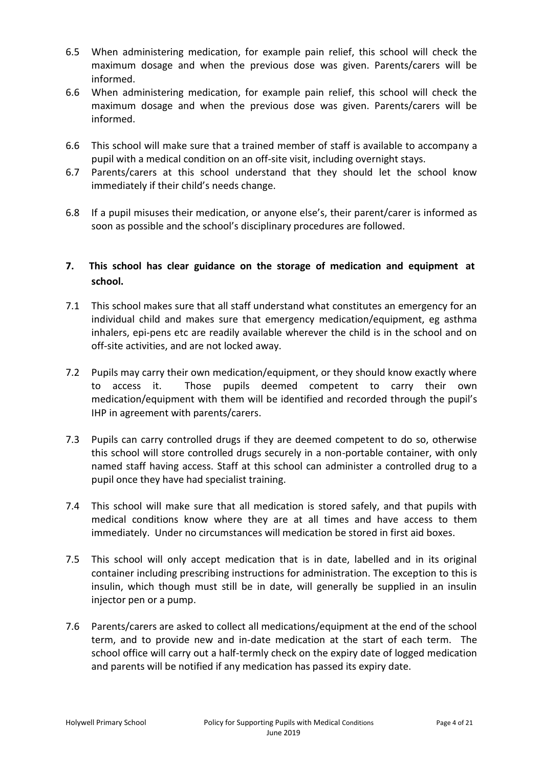6.5 When administering medication, for example pain relief, this school will check the maximum dosage and when the previous dose was given. Parents/carers will be informed.

6.6 When administering medication, for example pain relief, this school will check the maximum dosage and when the previous dose was given. Parents/carers will be informed.

6.6 This school will make sure that a trained member of staff is available to accompany a pupil with a medical condition on an off-site visit, including overnight stays.

6.7 Parents/carers at this school understand that they should let the school know immediately if their child's needs change.

6.8 If a pupil misuses their medication, or anyone else's, their parent/carer is informed as soon as possible and the school's disciplinary procedures are followed.

## 7. This school has clear guidance on the storage of medication and equipment at school.

7.1 This school makes sure that all staff understand what constitutes an emergency for an individual child and makes sure that emergency medication/equipment, eg asthma inhalers, epi-pens etc are readily available wherever the child is in the school and on off-site activities, and are not locked away.

7.2 Pupils may carry their own medication/equipment, or they should know exactly where to access it. Those pupils deemed competent to carry their own medication/equipment with them will be identified and recorded through the pupil's IHP in agreement with parents/carers.

7.3 Pupils can carry controlled drugs if they are deemed competent to do so, otherwise this school will store controlled drugs securely in a non-portable container, with only named staff having access. Staff at this school can administer a controlled drug to a pupil once they have had specialist training.

7.4 This school will make sure that all medication is stored safely, and that pupils with medical conditions know where they are at all times and have access to them immediately. Under no circumstances will medication be stored in first aid boxes.

7.5 This school will only accept medication that is in date, labelled and in its original container including prescribing instructions for administration. The exception to this is insulin, which though must still be in date, will generally be supplied in an insulin injector pen or a pump.

7.6 Parents/carers are asked to collect all medications/equipment at the end of the school term, and to provide new and in-date medication at the start of each term. The school office will carry out a half-termly check on the expiry date of logged medication and parents will be notified if any medication has passed its expiry date.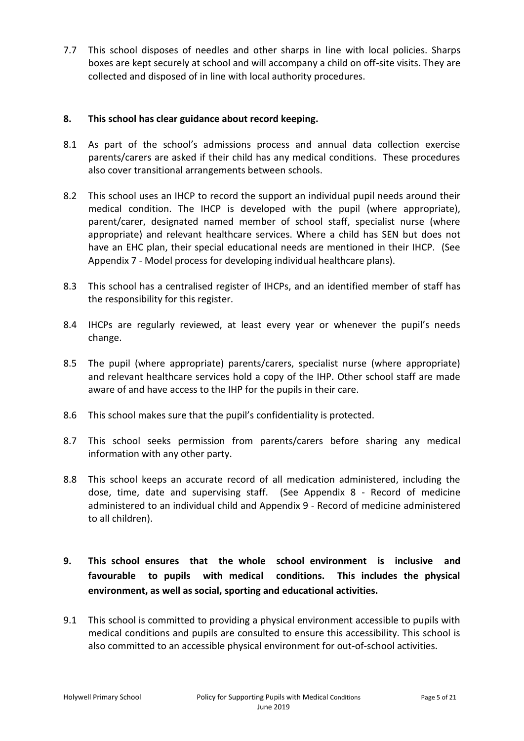7.7 This school disposes of needles and other sharps in line with local policies. Sharps boxes are kept securely at school and will accompany a child on off-site visits. They are collected and disposed of in line with local authority procedures.

**8. This school has clear guidance about record keeping.**

8.1 As part of the school's admissions process and annual data collection exercise parents/carers are asked if their child has any medical conditions. These procedures also cover transitional arrangements between schools.

8.2 This school uses an IHCP to record the support an individual pupil needs around their medical condition. The IHCP is developed with the pupil (where appropriate), parent/carer, designated named member of school staff, specialist nurse (where appropriate) and relevant healthcare services. Where a child has SEN but does not have an EHC plan, their special educational needs are mentioned in their IHCP. (See Appendix 7 - Model process for developing individual healthcare plans).

8.3 This school has a centralised register of IHCPs, and an identified member of staff has the responsibility for this register.

8.4 IHCPs are regularly reviewed, at least every year or whenever the pupil's needs change.

8.5 The pupil (where appropriate) parents/carers, specialist nurse (where appropriate) and relevant healthcare services hold a copy of the IHP. Other school staff are made aware of and have access to the IHP for the pupils in their care.

8.6 This school makes sure that the pupil's confidentiality is protected.

8.7 This school seeks permission from parents/carers before sharing any medical information with any other party.

8.8 This school keeps an accurate record of all medication administered, including the dose, time, date and supervising staff. (See Appendix 8 - Record of medicine administered to an individual child and Appendix 9 - Record of medicine administered to all children).

**9. This school ensures that the whole school environment is inclusive and favourable to pupils with medical conditions. This includes the physical environment, as well as social, sporting and educational activities.**

9.1 This school is committed to providing a physical environment accessible to pupils with medical conditions and pupils are consulted to ensure this accessibility. This school is also committed to an accessible physical environment for out-of-school activities.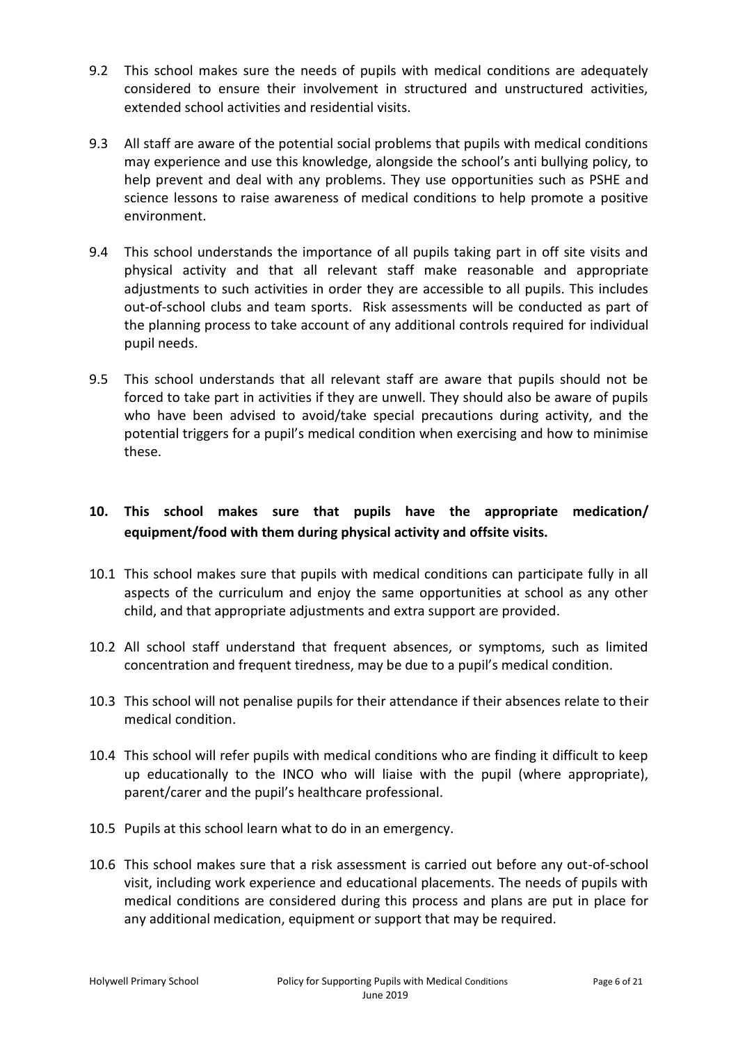9.2 This school makes sure the needs of pupils with medical conditions are adequately considered to ensure their involvement in structured and unstructured activities, extended school activities and residential visits.

9.3 All staff are aware of the potential social problems that pupils with medical conditions may experience and use this knowledge, alongside the school's anti bullying policy, to help prevent and deal with any problems. They use opportunities such as PSHE and science lessons to raise awareness of medical conditions to help promote a positive environment.

9.4 This school understands the importance of all pupils taking part in off site visits and physical activity and that all relevant staff make reasonable and appropriate adjustments to such activities in order they are accessible to all pupils. This includes out-of-school clubs and team sports. Risk assessments will be conducted as part of the planning process to take account of any additional controls required for individual pupil needs.

9.5 This school understands that all relevant staff are aware that pupils should not be forced to take part in activities if they are unwell. They should also be aware of pupils who have been advised to avoid/take special precautions during activity, and the potential triggers for a pupil's medical condition when exercising and how to minimise these.

## 10. This school makes sure that pupils have the appropriate medication/ equipment/food with them during physical activity and offsite visits.

10.1 This school makes sure that pupils with medical conditions can participate fully in all aspects of the curriculum and enjoy the same opportunities at school as any other child, and that appropriate adjustments and extra support are provided.

10.2 All school staff understand that frequent absences, or symptoms, such as limited concentration and frequent tiredness, may be due to a pupil's medical condition.

10.3 This school will not penalise pupils for their attendance if their absences relate to their medical condition.

10.4 This school will refer pupils with medical conditions who are finding it difficult to keep up educationally to the INCO who will liaise with the pupil (where appropriate), parent/carer and the pupil's healthcare professional.

10.5 Pupils at this school learn what to do in an emergency.

10.6 This school makes sure that a risk assessment is carried out before any out-of-school visit, including work experience and educational placements. The needs of pupils with medical conditions are considered during this process and plans are put in place for any additional medication, equipment or support that may be required.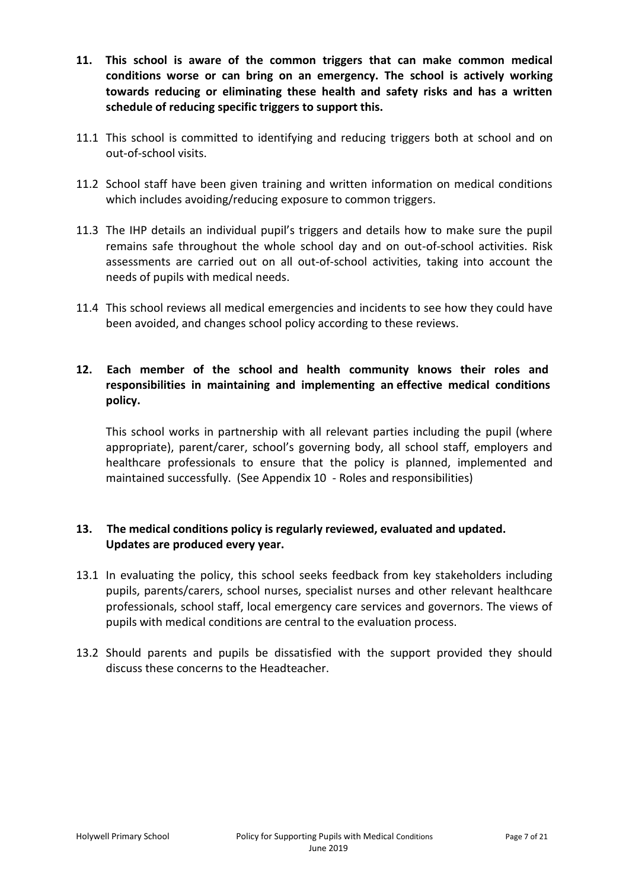**11. This school is aware of the common triggers that can make common medical conditions worse or can bring on an emergency. The school is actively working towards reducing or eliminating these health and safety risks and has a written schedule of reducing specific triggers to support this.**

11.1 This school is committed to identifying and reducing triggers both at school and on out-of-school visits.

11.2 School staff have been given training and written information on medical conditions which includes avoiding/reducing exposure to common triggers.

11.3 The IHP details an individual pupil's triggers and details how to make sure the pupil remains safe throughout the whole school day and on out-of-school activities. Risk assessments are carried out on all out-of-school activities, taking into account the needs of pupils with medical needs.

11.4 This school reviews all medical emergencies and incidents to see how they could have been avoided, and changes school policy according to these reviews.

**12. Each member of the school and health community knows their roles and responsibilities in maintaining and implementing an effective medical conditions policy.**

This school works in partnership with all relevant parties including the pupil (where appropriate), parent/carer, school's governing body, all school staff, employers and healthcare professionals to ensure that the policy is planned, implemented and maintained successfully. (See Appendix 10 - Roles and responsibilities)

**13. The medical conditions policy is regularly reviewed, evaluated and updated. Updates are produced every year.**

13.1 In evaluating the policy, this school seeks feedback from key stakeholders including pupils, parents/carers, school nurses, specialist nurses and other relevant healthcare professionals, school staff, local emergency care services and governors. The views of pupils with medical conditions are central to the evaluation process.

13.2 Should parents and pupils be dissatisfied with the support provided they should discuss these concerns to the Headteacher.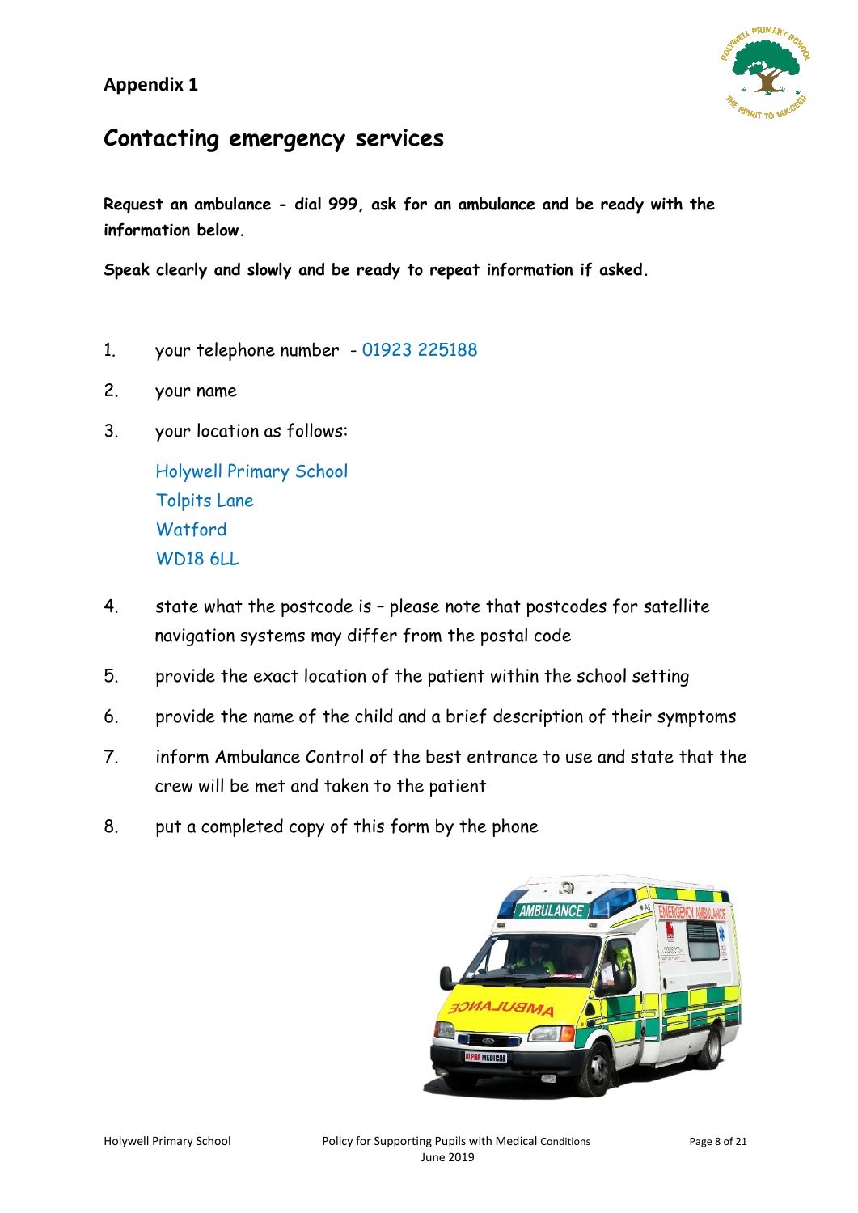## Appendix 1

# Contacting emergency services

**Request an ambulance - dial 999, ask for an ambulance and be ready with the information below.**

**Speak clearly and slowly and be ready to repeat information if asked.**

1. your telephone number - 01923 225188
2. your name
3. your location as follows:

   Holywell Primary School
   Tolpits Lane
   Watford
   WD18 6LL

4. state what the postcode is – please note that postcodes for satellite navigation systems may differ from the postal code
5. provide the exact location of the patient within the school setting
6. provide the name of the child and a brief description of their symptoms
7. inform Ambulance Control of the best entrance to use and state that the crew will be met and taken to the patient
8. put a completed copy of this form by the phone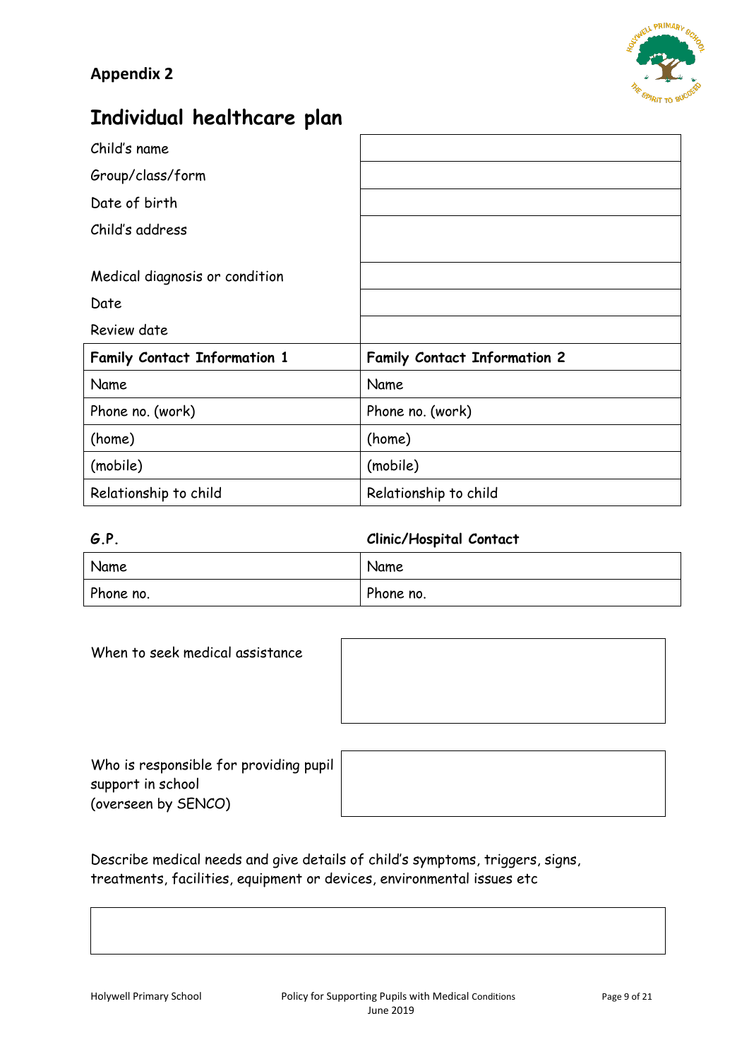**Appendix 2**

# Individual healthcare plan

| | |
|---|---|
| Child's name | |
| Group/class/form | |
| Date of birth | |
| Child's address | |
| Medical diagnosis or condition | |
| Date | |
| Review date | |

| **Family Contact Information 1** | **Family Contact Information 2** |
|---|---|
| Name | Name |
| Phone no. (work) | Phone no. (work) |
| (home) | (home) |
| (mobile) | (mobile) |
| Relationship to child | Relationship to child |

| **G.P.** | **Clinic/Hospital Contact** |
|---|---|
| Name | Name |
| Phone no. | Phone no. |

| | |
|---|---|
| When to seek medical assistance | |
| Who is responsible for providing pupil support in school (overseen by SENCO) | |

Describe medical needs and give details of child's symptoms, triggers, signs, treatments, facilities, equipment or devices, environmental issues etc

| |
|---|
| |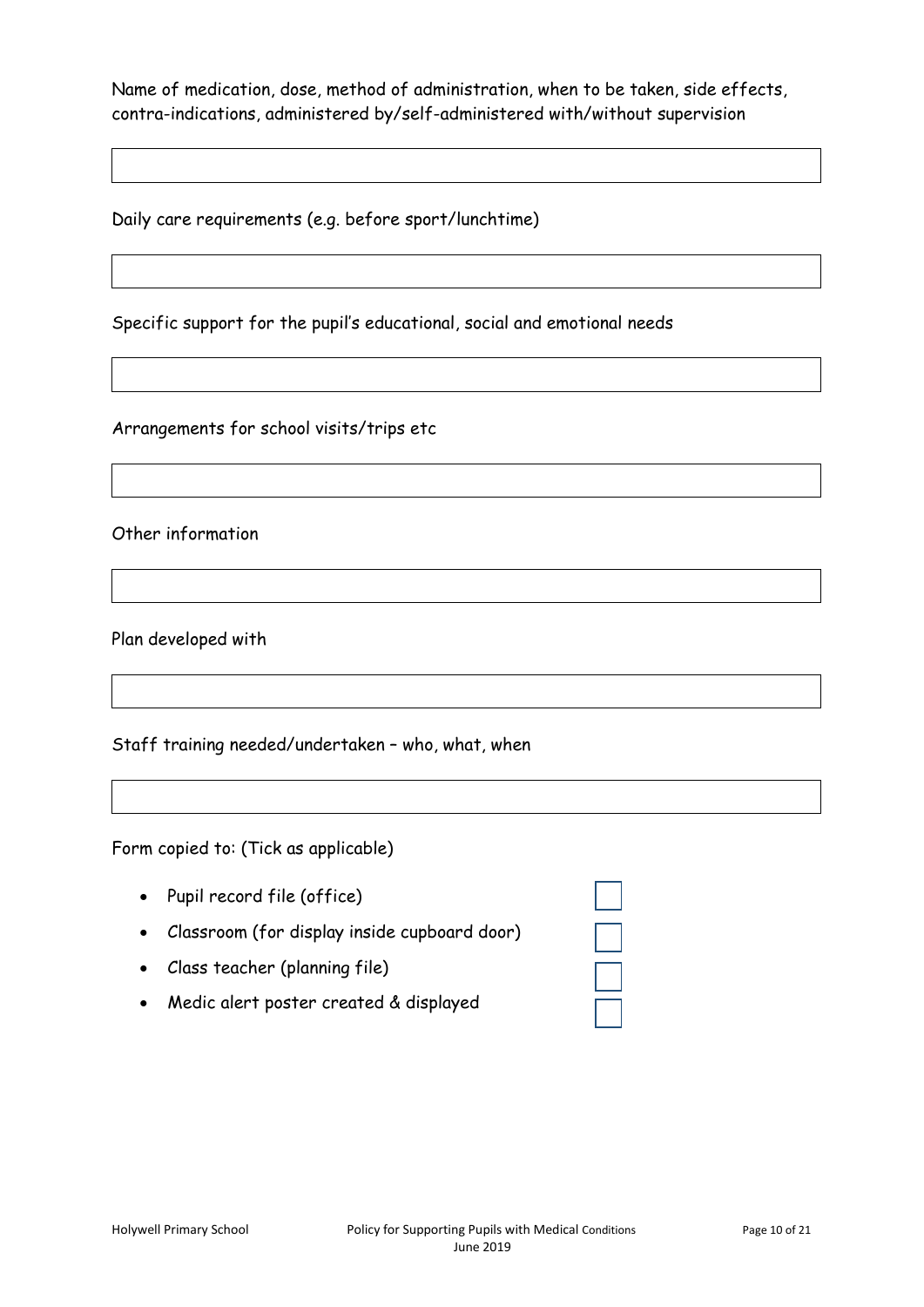Name of medication, dose, method of administration, when to be taken, side effects, contra-indications, administered by/self-administered with/without supervision

| |
|---|
| |

Daily care requirements (e.g. before sport/lunchtime)

| |
|---|
| |

Specific support for the pupil's educational, social and emotional needs

| |
|---|
| |

Arrangements for school visits/trips etc

| |
|---|
| |

Other information

| |
|---|
| |

Plan developed with

| |
|---|
| |

Staff training needed/undertaken – who, what, when

| |
|---|
| |

Form copied to: (Tick as applicable)

- Pupil record file (office) ☐
- Classroom (for display inside cupboard door) ☐
- Class teacher (planning file) ☐
- Medic alert poster created & displayed ☐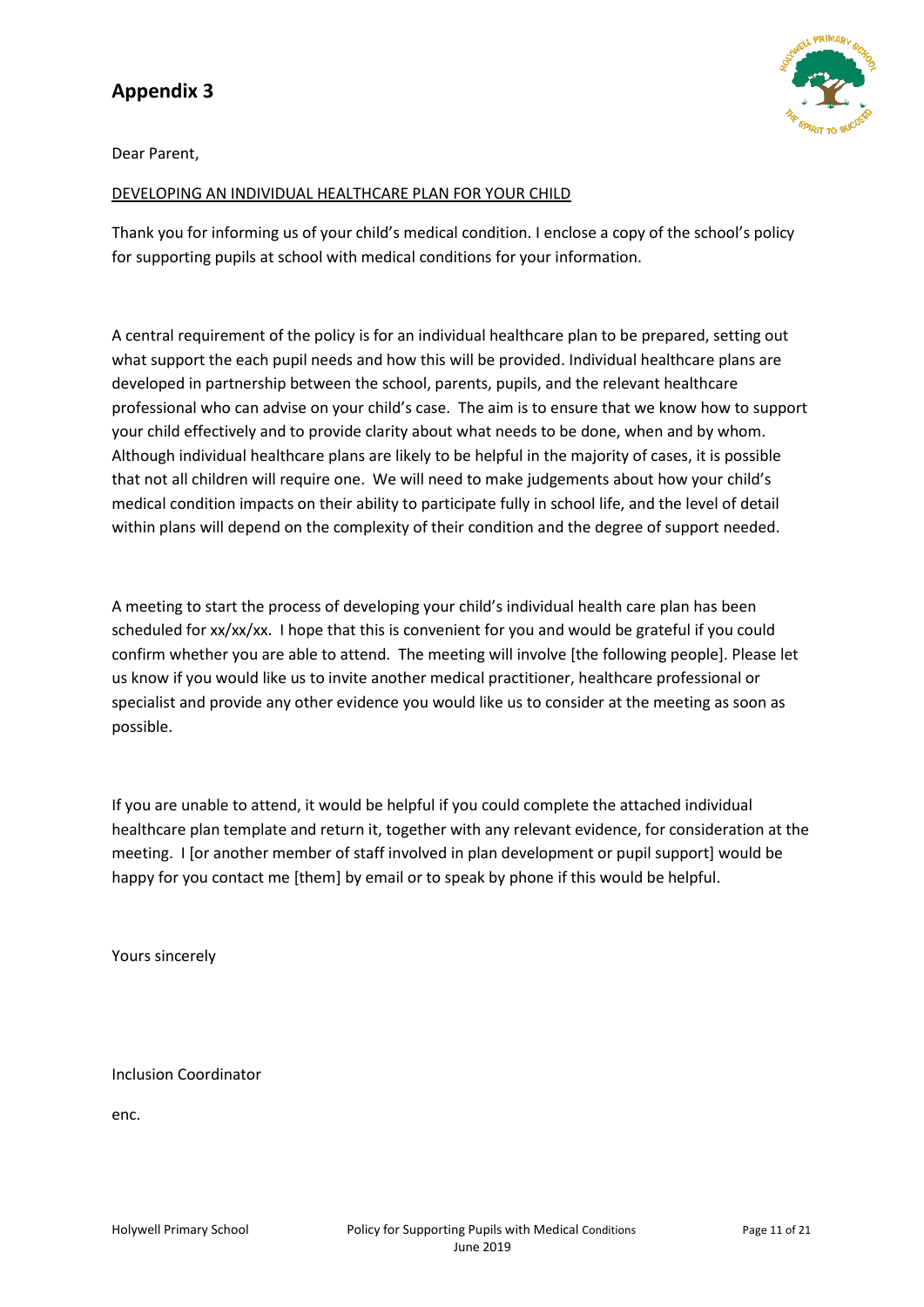# Appendix 3

Dear Parent,

DEVELOPING AN INDIVIDUAL HEALTHCARE PLAN FOR YOUR CHILD

Thank you for informing us of your child's medical condition. I enclose a copy of the school's policy for supporting pupils at school with medical conditions for your information.

A central requirement of the policy is for an individual healthcare plan to be prepared, setting out what support the each pupil needs and how this will be provided. Individual healthcare plans are developed in partnership between the school, parents, pupils, and the relevant healthcare professional who can advise on your child's case. The aim is to ensure that we know how to support your child effectively and to provide clarity about what needs to be done, when and by whom. Although individual healthcare plans are likely to be helpful in the majority of cases, it is possible that not all children will require one. We will need to make judgements about how your child's medical condition impacts on their ability to participate fully in school life, and the level of detail within plans will depend on the complexity of their condition and the degree of support needed.

A meeting to start the process of developing your child's individual health care plan has been scheduled for xx/xx/xx. I hope that this is convenient for you and would be grateful if you could confirm whether you are able to attend. The meeting will involve [the following people]. Please let us know if you would like us to invite another medical practitioner, healthcare professional or specialist and provide any other evidence you would like us to consider at the meeting as soon as possible.

If you are unable to attend, it would be helpful if you could complete the attached individual healthcare plan template and return it, together with any relevant evidence, for consideration at the meeting. I [or another member of staff involved in plan development or pupil support] would be happy for you contact me [them] by email or to speak by phone if this would be helpful.

Yours sincerely

Inclusion Coordinator

enc.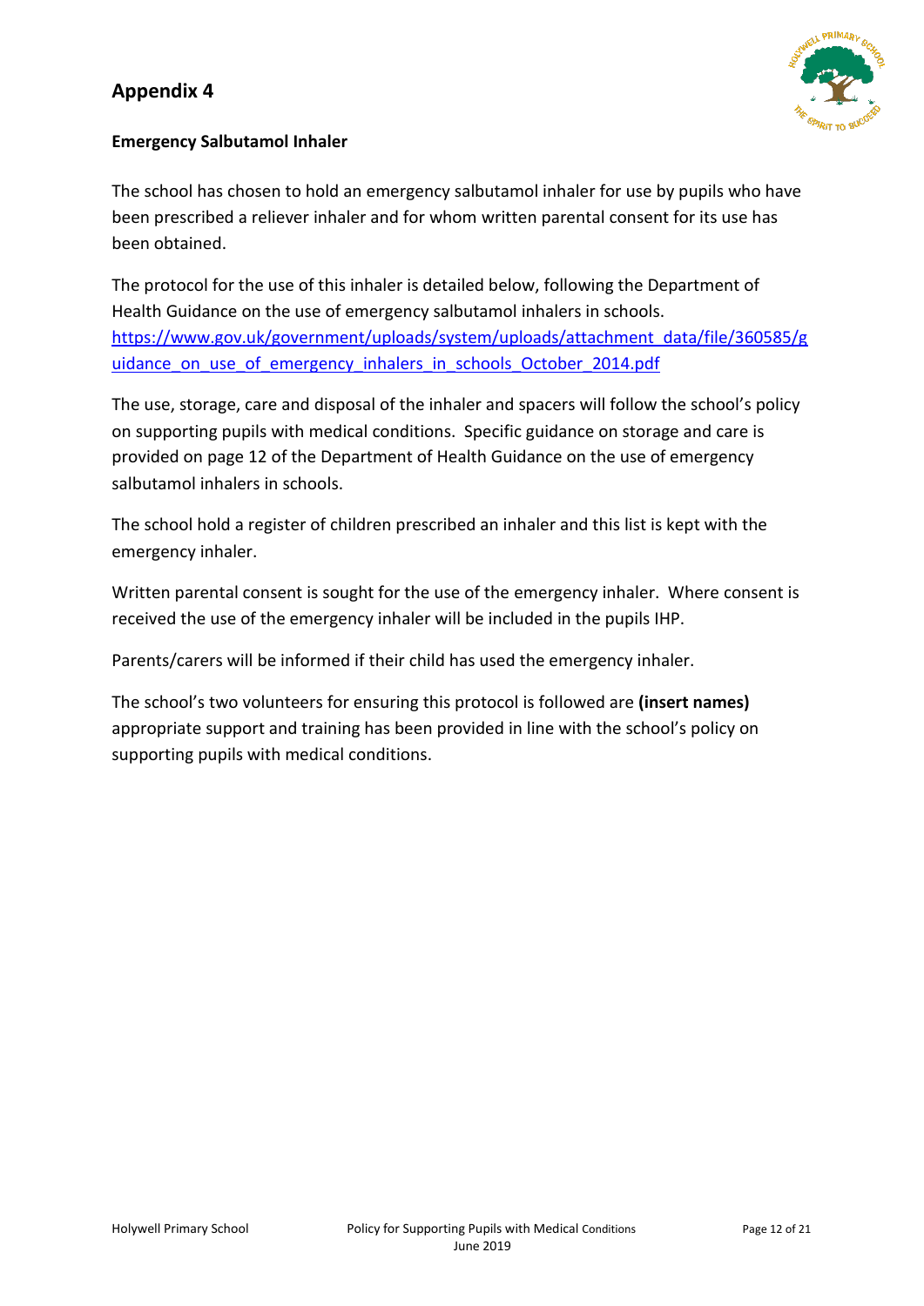## Appendix 4

**Emergency Salbutamol Inhaler**

The school has chosen to hold an emergency salbutamol inhaler for use by pupils who have been prescribed a reliever inhaler and for whom written parental consent for its use has been obtained.

The protocol for the use of this inhaler is detailed below, following the Department of Health Guidance on the use of emergency salbutamol inhalers in schools.
[https://www.gov.uk/government/uploads/system/uploads/attachment_data/file/360585/guidance_on_use_of_emergency_inhalers_in_schools_October_2014.pdf](https://www.gov.uk/government/uploads/system/uploads/attachment_data/file/360585/guidance_on_use_of_emergency_inhalers_in_schools_October_2014.pdf)

The use, storage, care and disposal of the inhaler and spacers will follow the school's policy on supporting pupils with medical conditions. Specific guidance on storage and care is provided on page 12 of the Department of Health Guidance on the use of emergency salbutamol inhalers in schools.

The school hold a register of children prescribed an inhaler and this list is kept with the emergency inhaler.

Written parental consent is sought for the use of the emergency inhaler. Where consent is received the use of the emergency inhaler will be included in the pupils IHP.

Parents/carers will be informed if their child has used the emergency inhaler.

The school's two volunteers for ensuring this protocol is followed are **(insert names)** appropriate support and training has been provided in line with the school's policy on supporting pupils with medical conditions.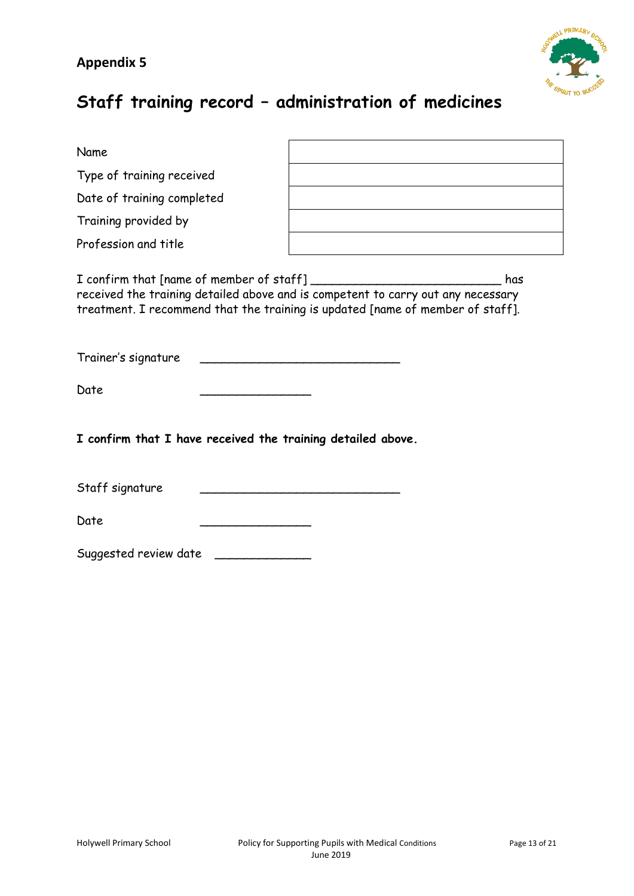**Appendix 5**

# Staff training record – administration of medicines

| | |
|---|---|
| Name | |
| Type of training received | |
| Date of training completed | |
| Training provided by | |
| Profession and title | |

I confirm that [name of member of staff] ___________________________ has received the training detailed above and is competent to carry out any necessary treatment. I recommend that the training is updated [name of member of staff].

Trainer's signature ____________________________

Date _______________

**I confirm that I have received the training detailed above.**

Staff signature ____________________________

Date _______________

Suggested review date _____________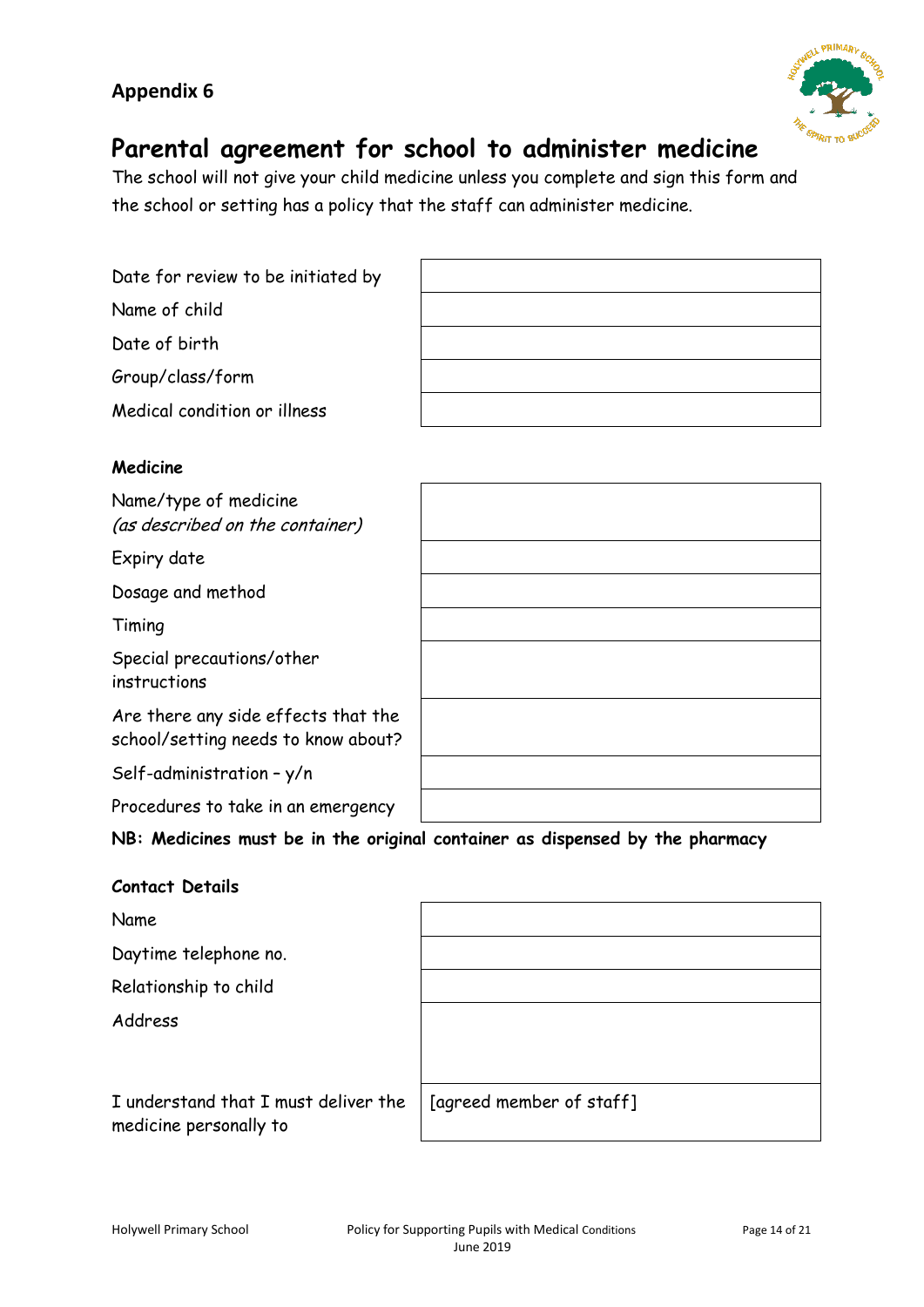## Appendix 6

# Parental agreement for school to administer medicine

The school will not give your child medicine unless you complete and sign this form and the school or setting has a policy that the staff can administer medicine.

| | |
|---|---|
| Date for review to be initiated by | |
| Name of child | |
| Date of birth | |
| Group/class/form | |
| Medical condition or illness | |

**Medicine**

| | |
|---|---|
| Name/type of medicine *(as described on the container)* | |
| Expiry date | |
| Dosage and method | |
| Timing | |
| Special precautions/other instructions | |
| Are there any side effects that the school/setting needs to know about? | |
| Self-administration – y/n | |
| Procedures to take in an emergency | |

**NB: Medicines must be in the original container as dispensed by the pharmacy**

**Contact Details**

| | |
|---|---|
| Name | |
| Daytime telephone no. | |
| Relationship to child | |
| Address | |
| I understand that I must deliver the medicine personally to | [agreed member of staff] |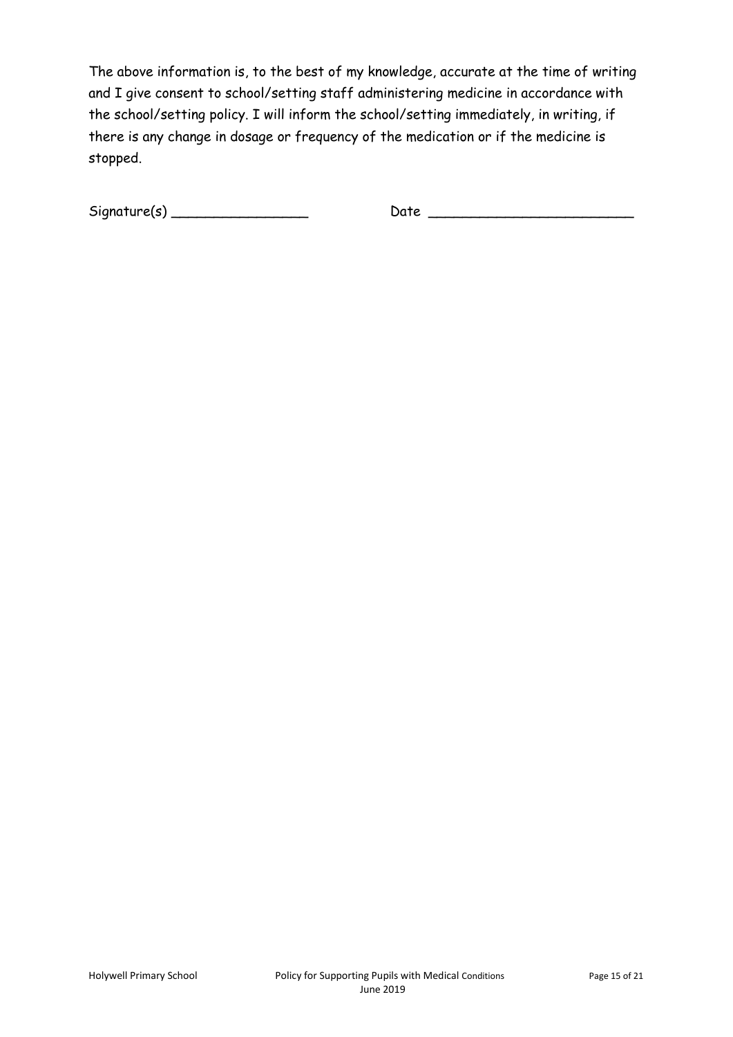The above information is, to the best of my knowledge, accurate at the time of writing and I give consent to school/setting staff administering medicine in accordance with the school/setting policy. I will inform the school/setting immediately, in writing, if there is any change in dosage or frequency of the medication or if the medicine is stopped.

Signature(s) ________________ Date ________________________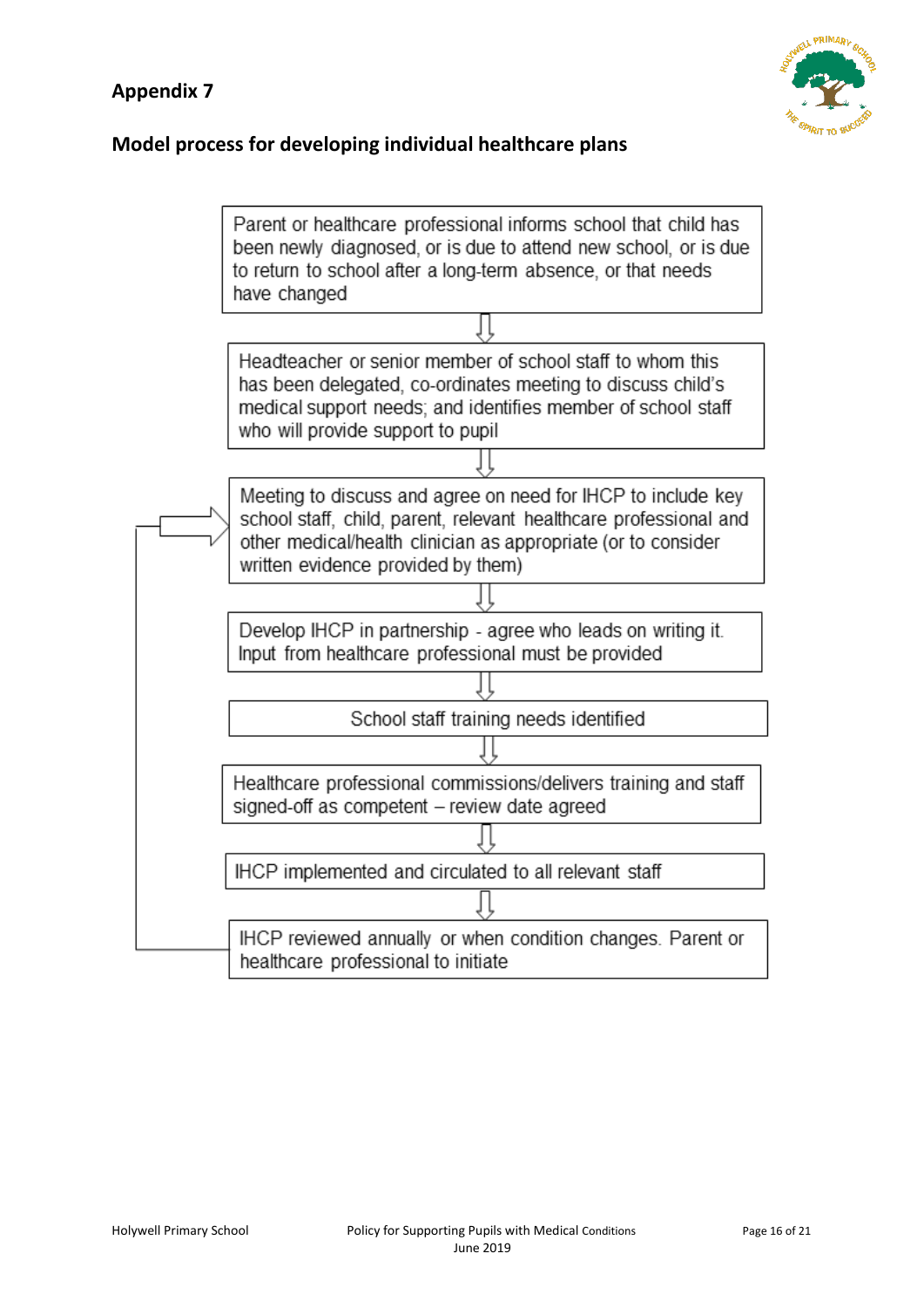## Appendix 7

## Model process for developing individual healthcare plans

Parent or healthcare professional informs school that child has been newly diagnosed, or is due to attend new school, or is due to return to school after a long-term absence, or that needs have changed

⇩

Headteacher or senior member of school staff to whom this has been delegated, co-ordinates meeting to discuss child's medical support needs; and identifies member of school staff who will provide support to pupil

⇩

Meeting to discuss and agree on need for IHCP to include key school staff, child, parent, relevant healthcare professional and other medical/health clinician as appropriate (or to consider written evidence provided by them)

⇩

Develop IHCP in partnership - agree who leads on writing it. Input from healthcare professional must be provided

⇩

School staff training needs identified

⇩

Healthcare professional commissions/delivers training and staff signed-off as competent – review date agreed

⇩

IHCP implemented and circulated to all relevant staff

⇩

IHCP reviewed annually or when condition changes. Parent or healthcare professional to initiate

(Arrow from final step loops back to "Meeting to discuss and agree on need for IHCP...")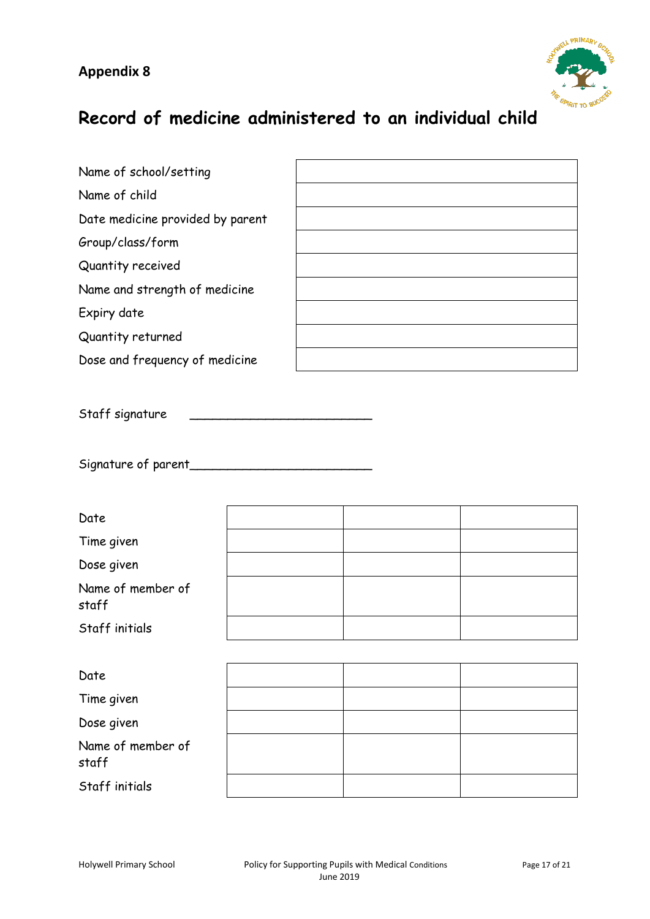**Appendix 8**

# Record of medicine administered to an individual child

| | |
|---|---|
| Name of school/setting | |
| Name of child | |
| Date medicine provided by parent | |
| Group/class/form | |
| Quantity received | |
| Name and strength of medicine | |
| Expiry date | |
| Quantity returned | |
| Dose and frequency of medicine | |

Staff signature \_\_\_\_\_\_\_\_\_\_\_\_\_\_\_\_\_\_\_\_\_\_\_\_\_

Signature of parent\_\_\_\_\_\_\_\_\_\_\_\_\_\_\_\_\_\_\_\_\_\_\_\_\_

| | | | |
|---|---|---|---|
| Date | | | |
| Time given | | | |
| Dose given | | | |
| Name of member of staff | | | |
| Staff initials | | | |

| | | | |
|---|---|---|---|
| Date | | | |
| Time given | | | |
| Dose given | | | |
| Name of member of staff | | | |
| Staff initials | | | |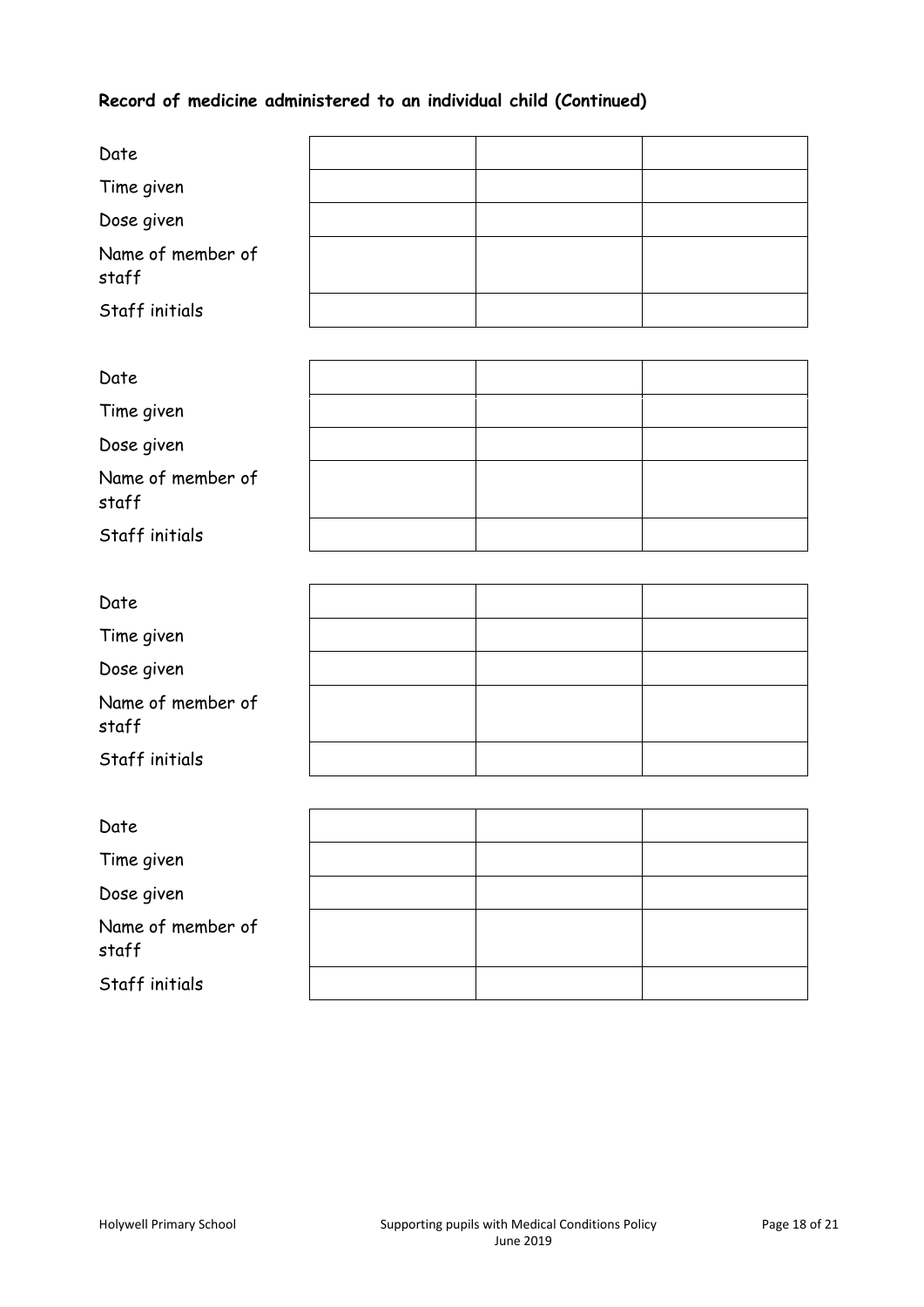**Record of medicine administered to an individual child (Continued)**

| | | | |
|---|---|---|---|
| Date | | | |
| Time given | | | |
| Dose given | | | |
| Name of member of staff | | | |
| Staff initials | | | |

| | | | |
|---|---|---|---|
| Date | | | |
| Time given | | | |
| Dose given | | | |
| Name of member of staff | | | |
| Staff initials | | | |

| | | | |
|---|---|---|---|
| Date | | | |
| Time given | | | |
| Dose given | | | |
| Name of member of staff | | | |
| Staff initials | | | |

| | | | |
|---|---|---|---|
| Date | | | |
| Time given | | | |
| Dose given | | | |
| Name of member of staff | | | |
| Staff initials | | | |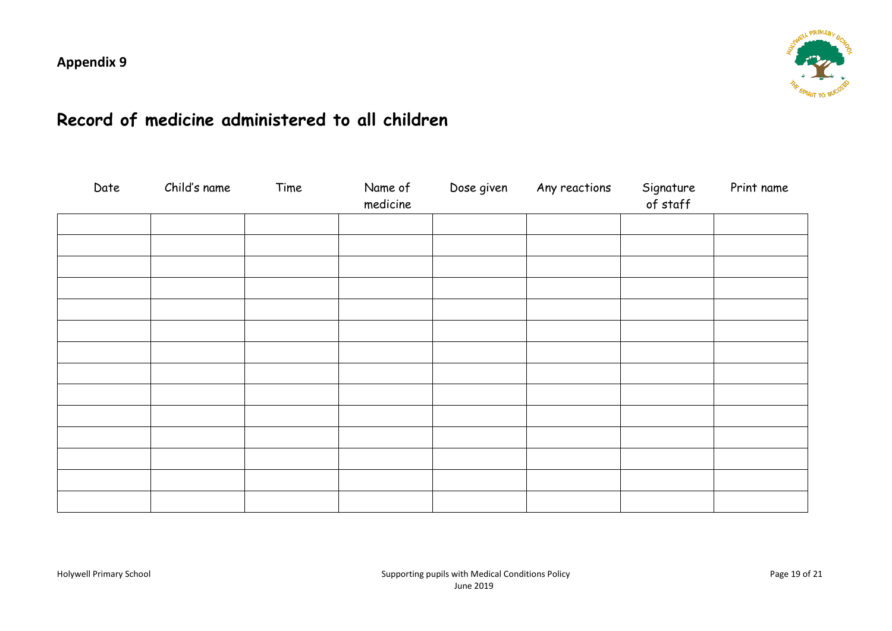**Appendix 9**

# Record of medicine administered to all children

| Date | Child's name | Time | Name of medicine | Dose given | Any reactions | Signature of staff | Print name |
|---|---|---|---|---|---|---|---|
| | | | | | | | |
| | | | | | | | |
| | | | | | | | |
| | | | | | | | |
| | | | | | | | |
| | | | | | | | |
| | | | | | | | |
| | | | | | | | |
| | | | | | | | |
| | | | | | | | |
| | | | | | | | |
| | | | | | | | |
| | | | | | | | |
| | | | | | | | |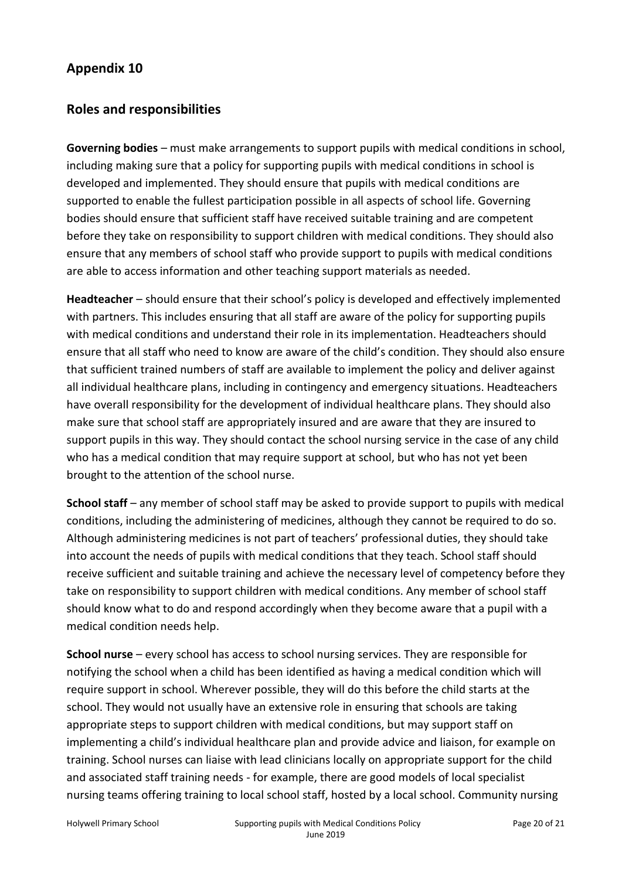## Appendix 10

## Roles and responsibilities

**Governing bodies** – must make arrangements to support pupils with medical conditions in school, including making sure that a policy for supporting pupils with medical conditions in school is developed and implemented. They should ensure that pupils with medical conditions are supported to enable the fullest participation possible in all aspects of school life. Governing bodies should ensure that sufficient staff have received suitable training and are competent before they take on responsibility to support children with medical conditions. They should also ensure that any members of school staff who provide support to pupils with medical conditions are able to access information and other teaching support materials as needed.

**Headteacher** – should ensure that their school's policy is developed and effectively implemented with partners. This includes ensuring that all staff are aware of the policy for supporting pupils with medical conditions and understand their role in its implementation. Headteachers should ensure that all staff who need to know are aware of the child's condition. They should also ensure that sufficient trained numbers of staff are available to implement the policy and deliver against all individual healthcare plans, including in contingency and emergency situations. Headteachers have overall responsibility for the development of individual healthcare plans. They should also make sure that school staff are appropriately insured and are aware that they are insured to support pupils in this way. They should contact the school nursing service in the case of any child who has a medical condition that may require support at school, but who has not yet been brought to the attention of the school nurse.

**School staff** – any member of school staff may be asked to provide support to pupils with medical conditions, including the administering of medicines, although they cannot be required to do so. Although administering medicines is not part of teachers' professional duties, they should take into account the needs of pupils with medical conditions that they teach. School staff should receive sufficient and suitable training and achieve the necessary level of competency before they take on responsibility to support children with medical conditions. Any member of school staff should know what to do and respond accordingly when they become aware that a pupil with a medical condition needs help.

**School nurse** – every school has access to school nursing services. They are responsible for notifying the school when a child has been identified as having a medical condition which will require support in school. Wherever possible, they will do this before the child starts at the school. They would not usually have an extensive role in ensuring that schools are taking appropriate steps to support children with medical conditions, but may support staff on implementing a child's individual healthcare plan and provide advice and liaison, for example on training. School nurses can liaise with lead clinicians locally on appropriate support for the child and associated staff training needs - for example, there are good models of local specialist nursing teams offering training to local school staff, hosted by a local school. Community nursing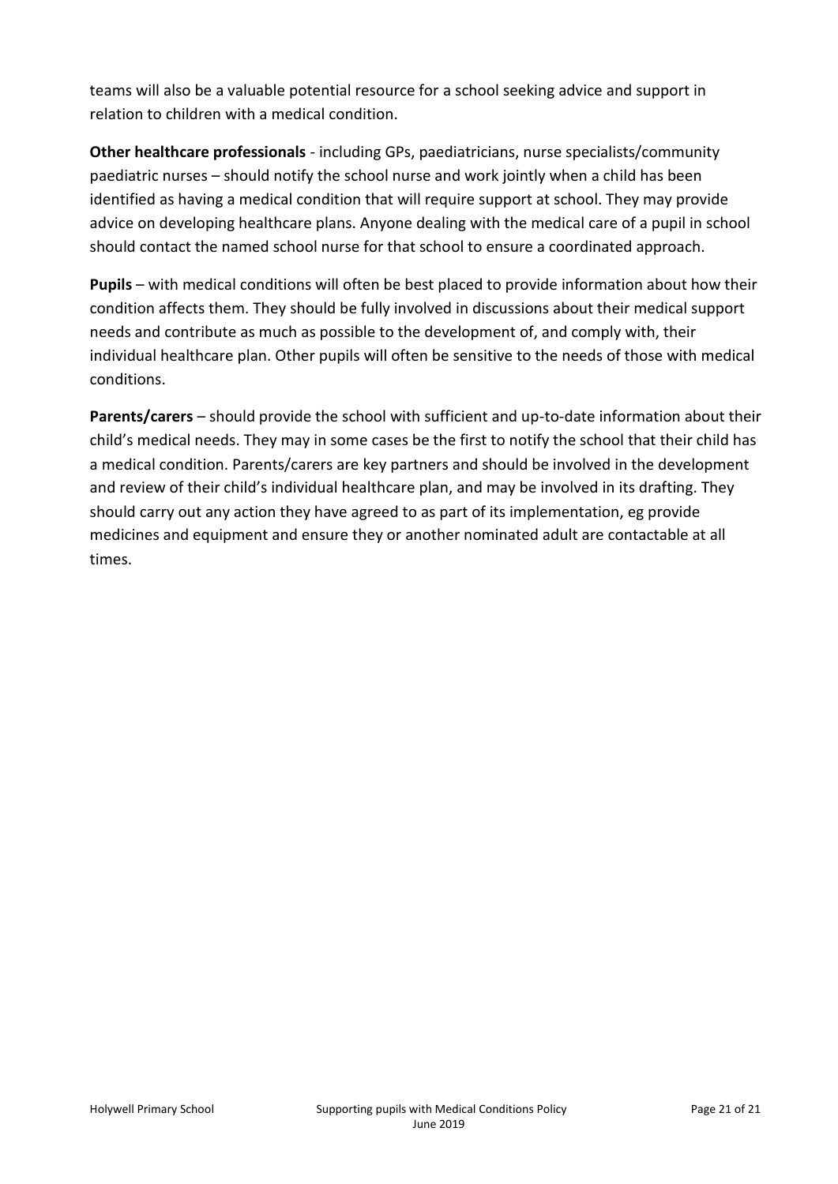teams will also be a valuable potential resource for a school seeking advice and support in relation to children with a medical condition.

**Other healthcare professionals** - including GPs, paediatricians, nurse specialists/community paediatric nurses – should notify the school nurse and work jointly when a child has been identified as having a medical condition that will require support at school. They may provide advice on developing healthcare plans. Anyone dealing with the medical care of a pupil in school should contact the named school nurse for that school to ensure a coordinated approach.

**Pupils** – with medical conditions will often be best placed to provide information about how their condition affects them. They should be fully involved in discussions about their medical support needs and contribute as much as possible to the development of, and comply with, their individual healthcare plan. Other pupils will often be sensitive to the needs of those with medical conditions.

**Parents/carers** – should provide the school with sufficient and up-to-date information about their child's medical needs. They may in some cases be the first to notify the school that their child has a medical condition. Parents/carers are key partners and should be involved in the development and review of their child's individual healthcare plan, and may be involved in its drafting. They should carry out any action they have agreed to as part of its implementation, eg provide medicines and equipment and ensure they or another nominated adult are contactable at all times.